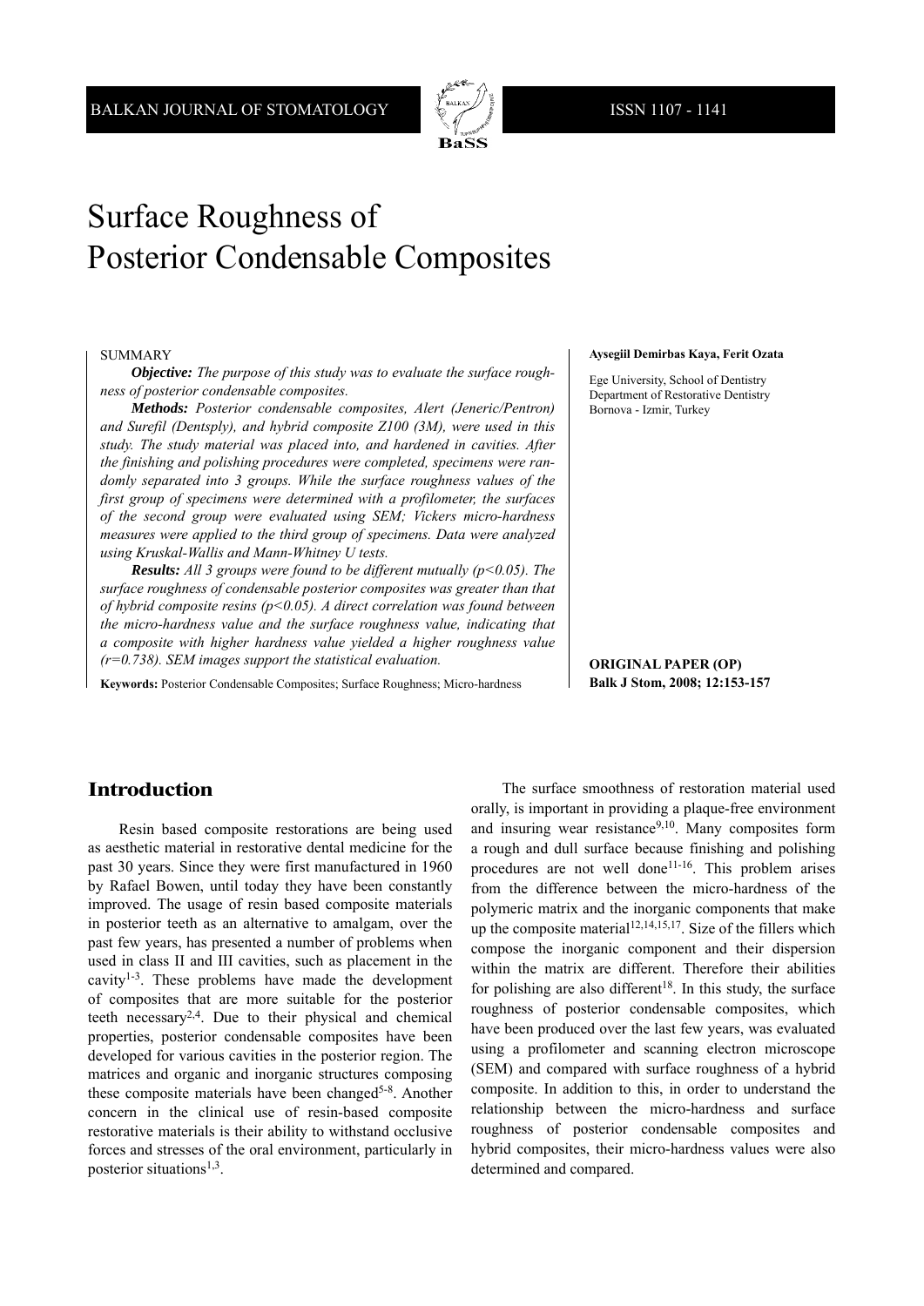# Surface Roughness of Posterior Condensable Composites

**Aysegiil Demirbas Kaya, Ferit Ozata**

Ege University, School of Dentistry
Department of Restorative Dentistry
Bornova - Izmir, Turkey

SUMMARY

***Objective:*** *The purpose of this study was to evaluate the surface roughness of posterior condensable composites.*

***Methods:*** *Posterior condensable composites, Alert (Jeneric/Pentron) and Surefil (Dentsply), and hybrid composite Z100 (3M), were used in this study. The study material was placed into, and hardened in cavities. After the finishing and polishing procedures were completed, specimens were randomly separated into 3 groups. While the surface roughness values of the first group of specimens were determined with a profilometer, the surfaces of the second group were evaluated using SEM; Vickers micro-hardness measures were applied to the third group of specimens. Data were analyzed using Kruskal-Wallis and Mann-Whitney U tests.*

***Results:*** *All 3 groups were found to be different mutually ($p<0.05$). The surface roughness of condensable posterior composites was greater than that of hybrid composite resins ($p<0.05$). A direct correlation was found between the micro-hardness value and the surface roughness value, indicating that a composite with higher hardness value yielded a higher roughness value ($r=0.738$). SEM images support the statistical evaluation.*

**Keywords:** Posterior Condensable Composites; Surface Roughness; Micro-hardness

**ORIGINAL PAPER (OP)**
**Balk J Stom, 2008; 12:153-157**

## Introduction

Resin based composite restorations are being used as aesthetic material in restorative dental medicine for the past 30 years. Since they were first manufactured in 1960 by Rafael Bowen, until today they have been constantly improved. The usage of resin based composite materials in posterior teeth as an alternative to amalgam, over the past few years, has presented a number of problems when used in class II and III cavities, such as placement in the cavity[1-3]. These problems have made the development of composites that are more suitable for the posterior teeth necessary[2,4]. Due to their physical and chemical properties, posterior condensable composites have been developed for various cavities in the posterior region. The matrices and organic and inorganic structures composing these composite materials have been changed[5-8]. Another concern in the clinical use of resin-based composite restorative materials is their ability to withstand occlusive forces and stresses of the oral environment, particularly in posterior situations[1,3].

The surface smoothness of restoration material used orally, is important in providing a plaque-free environment and insuring wear resistance[9,10]. Many composites form a rough and dull surface because finishing and polishing procedures are not well done[11-16]. This problem arises from the difference between the micro-hardness of the polymeric matrix and the inorganic components that make up the composite material[12,14,15,17]. Size of the fillers which compose the inorganic component and their dispersion within the matrix are different. Therefore their abilities for polishing are also different[18]. In this study, the surface roughness of posterior condensable composites, which have been produced over the last few years, was evaluated using a profilometer and scanning electron microscope (SEM) and compared with surface roughness of a hybrid composite. In addition to this, in order to understand the relationship between the micro-hardness and surface roughness of posterior condensable composites and hybrid composites, their micro-hardness values were also determined and compared.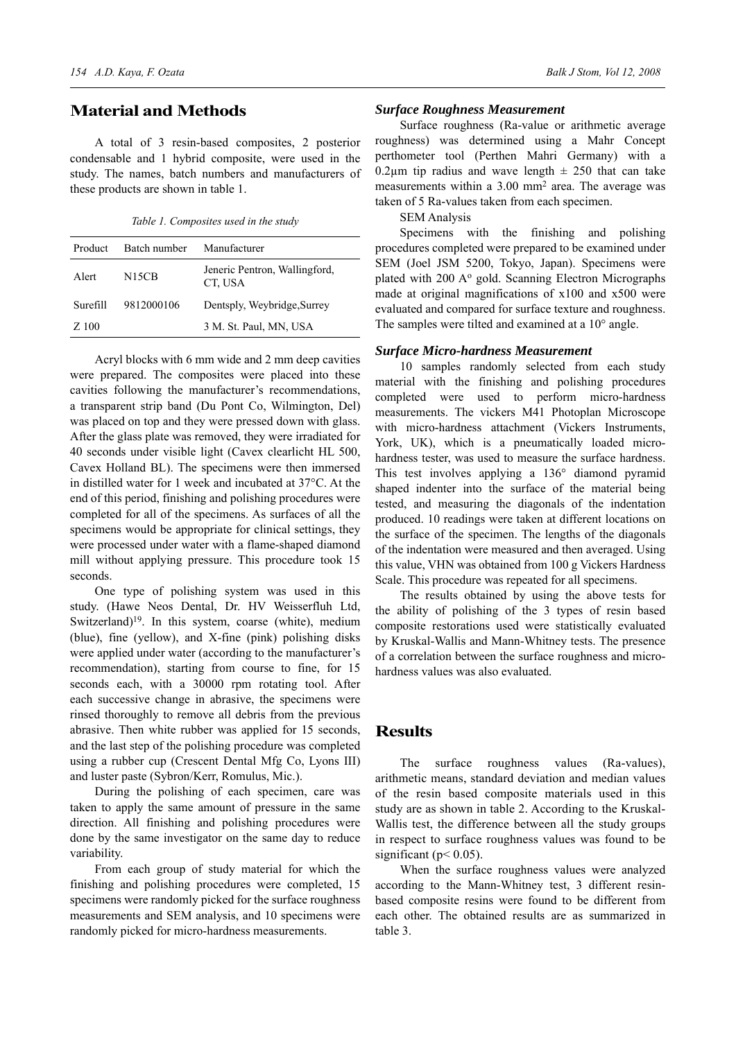## Material and Methods

A total of 3 resin-based composites, 2 posterior condensable and 1 hybrid composite, were used in the study. The names, batch numbers and manufacturers of these products are shown in table 1.

*Table 1. Composites used in the study*

| Product | Batch number | Manufacturer |
|---|---|---|
| Alert | N15CB | Jeneric Pentron, Wallingford, CT, USA |
| Surefill | 9812000106 | Dentsply, Weybridge,Surrey |
| Z 100 | | 3 M. St. Paul, MN, USA |

Acryl blocks with 6 mm wide and 2 mm deep cavities were prepared. The composites were placed into these cavities following the manufacturer's recommendations, a transparent strip band (Du Pont Co, Wilmington, Del) was placed on top and they were pressed down with glass. After the glass plate was removed, they were irradiated for 40 seconds under visible light (Cavex clearlicht HL 500, Cavex Holland BL). The specimens were then immersed in distilled water for 1 week and incubated at 37°C. At the end of this period, finishing and polishing procedures were completed for all of the specimens. As surfaces of all the specimens would be appropriate for clinical settings, they were processed under water with a flame-shaped diamond mill without applying pressure. This procedure took 15 seconds.

One type of polishing system was used in this study. (Hawe Neos Dental, Dr. HV Weisserfluh Ltd, Switzerland)[19]. In this system, coarse (white), medium (blue), fine (yellow), and X-fine (pink) polishing disks were applied under water (according to the manufacturer's recommendation), starting from course to fine, for 15 seconds each, with a 30000 rpm rotating tool. After each successive change in abrasive, the specimens were rinsed thoroughly to remove all debris from the previous abrasive. Then white rubber was applied for 15 seconds, and the last step of the polishing procedure was completed using a rubber cup (Crescent Dental Mfg Co, Lyons III) and luster paste (Sybron/Kerr, Romulus, Mic.).

During the polishing of each specimen, care was taken to apply the same amount of pressure in the same direction. All finishing and polishing procedures were done by the same investigator on the same day to reduce variability.

From each group of study material for which the finishing and polishing procedures were completed, 15 specimens were randomly picked for the surface roughness measurements and SEM analysis, and 10 specimens were randomly picked for micro-hardness measurements.

### *Surface Roughness Measurement*

Surface roughness (Ra-value or arithmetic average roughness) was determined using a Mahr Concept perthometer tool (Perthen Mahri Germany) with a 0.2µm tip radius and wave length ± 250 that can take measurements within a 3.00 mm² area. The average was taken of 5 Ra-values taken from each specimen.

SEM Analysis

Specimens with the finishing and polishing procedures completed were prepared to be examined under SEM (Joel JSM 5200, Tokyo, Japan). Specimens were plated with 200 A° gold. Scanning Electron Micrographs made at original magnifications of x100 and x500 were evaluated and compared for surface texture and roughness. The samples were tilted and examined at a 10° angle.

### *Surface Micro-hardness Measurement*

10 samples randomly selected from each study material with the finishing and polishing procedures completed were used to perform micro-hardness measurements. The vickers M41 Photoplan Microscope with micro-hardness attachment (Vickers Instruments, York, UK), which is a pneumatically loaded micro-hardness tester, was used to measure the surface hardness. This test involves applying a 136° diamond pyramid shaped indenter into the surface of the material being tested, and measuring the diagonals of the indentation produced. 10 readings were taken at different locations on the surface of the specimen. The lengths of the diagonals of the indentation were measured and then averaged. Using this value, VHN was obtained from 100 g Vickers Hardness Scale. This procedure was repeated for all specimens.

The results obtained by using the above tests for the ability of polishing of the 3 types of resin based composite restorations used were statistically evaluated by Kruskal-Wallis and Mann-Whitney tests. The presence of a correlation between the surface roughness and micro-hardness values was also evaluated.

## Results

The surface roughness values (Ra-values), arithmetic means, standard deviation and median values of the resin based composite materials used in this study are as shown in table 2. According to the Kruskal-Wallis test, the difference between all the study groups in respect to surface roughness values was found to be significant ($p < 0.05$).

When the surface roughness values were analyzed according to the Mann-Whitney test, 3 different resin-based composite resins were found to be different from each other. The obtained results are as summarized in table 3.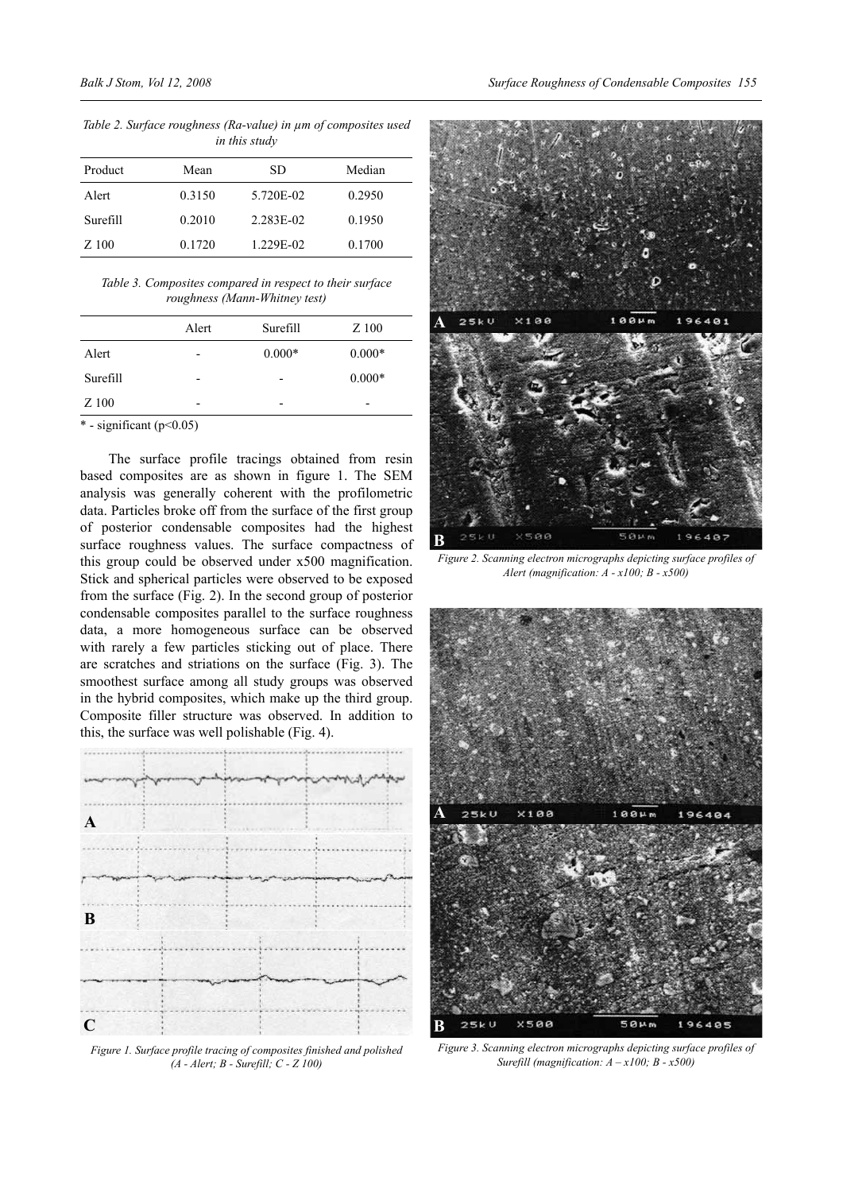*Table 2. Surface roughness (Ra-value) in µm of composites used in this study*

| Product | Mean | SD | Median |
|---|---|---|---|
| Alert | 0.3150 | 5.720E-02 | 0.2950 |
| Surefill | 0.2010 | 2.283E-02 | 0.1950 |
| Z 100 | 0.1720 | 1.229E-02 | 0.1700 |

*Table 3. Composites compared in respect to their surface roughness (Mann-Whitney test)*

| | Alert | Surefill | Z 100 |
|---|---|---|---|
| Alert | - | 0.000* | 0.000* |
| Surefill | - | - | 0.000* |
| Z 100 | - | - | - |

* - significant ($p<0.05$)

The surface profile tracings obtained from resin based composites are as shown in figure 1. The SEM analysis was generally coherent with the profilometric data. Particles broke off from the surface of the first group of posterior condensable composites had the highest surface roughness values. The surface compactness of this group could be observed under x500 magnification. Stick and spherical particles were observed to be exposed from the surface (Fig. 2). In the second group of posterior condensable composites parallel to the surface roughness data, a more homogeneous surface can be observed with rarely a few particles sticking out of place. There are scratches and striations on the surface (Fig. 3). The smoothest surface among all study groups was observed in the hybrid composites, which make up the third group. Composite filler structure was observed. In addition to this, the surface was well polishable (Fig. 4).

*Figure 1. Surface profile tracing of composites finished and polished (A - Alert; B - Surefill; C - Z 100)*

*Figure 2. Scanning electron micrographs depicting surface profiles of Alert (magnification: A - x100; B - x500)*

*Figure 3. Scanning electron micrographs depicting surface profiles of Surefill (magnification: A – x100; B - x500)*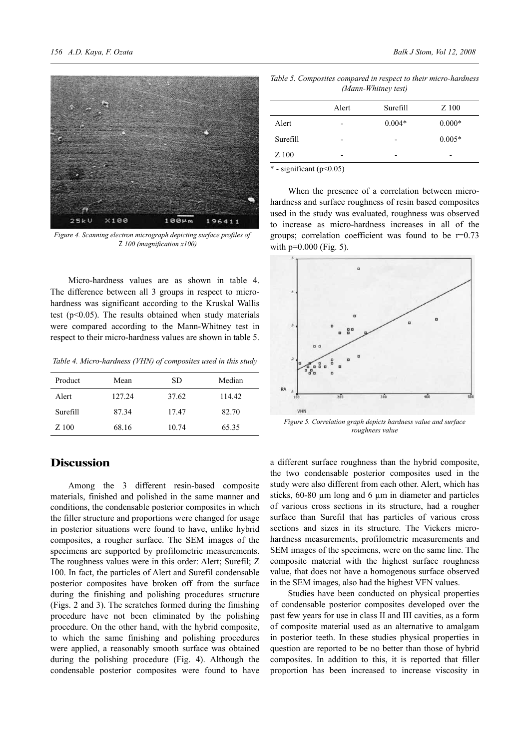*Figure 4. Scanning electron micrograph depicting surface profiles of Z 100 (magnification x100)*

Micro-hardness values are as shown in table 4. The difference between all 3 groups in respect to micro-hardness was significant according to the Kruskal Wallis test ($p<0.05$). The results obtained when study materials were compared according to the Mann-Whitney test in respect to their micro-hardness values are shown in table 5.

*Table 4. Micro-hardness (VHN) of composites used in this study*

| Product | Mean | SD | Median |
|---|---|---|---|
| Alert | 127.24 | 37.62 | 114.42 |
| Surefill | 87.34 | 17.47 | 82.70 |
| Z 100 | 68.16 | 10.74 | 65.35 |

*Table 5. Composites compared in respect to their micro-hardness (Mann-Whitney test)*

| | Alert | Surefill | Z 100 |
|---|---|---|---|
| Alert | - | 0.004* | 0.000* |
| Surefill | - | - | 0.005* |
| Z 100 | - | - | - |

\* - significant ($p<0.05$)

When the presence of a correlation between micro-hardness and surface roughness of resin based composites used in the study was evaluated, roughness was observed to increase as micro-hardness increases in all of the groups; correlation coefficient was found to be $r=0.73$ with $p=0.000$ (Fig. 5).

*Figure 5. Correlation graph depicts hardness value and surface roughness value*

## Discussion

Among the 3 different resin-based composite materials, finished and polished in the same manner and conditions, the condensable posterior composites in which the filler structure and proportions were changed for usage in posterior situations were found to have, unlike hybrid composites, a rougher surface. The SEM images of the specimens are supported by profilometric measurements. The roughness values were in this order: Alert; Surefil; Z 100. In fact, the particles of Alert and Surefil condensable posterior composites have broken off from the surface during the finishing and polishing procedures structure (Figs. 2 and 3). The scratches formed during the finishing procedure have not been eliminated by the polishing procedure. On the other hand, with the hybrid composite, to which the same finishing and polishing procedures were applied, a reasonably smooth surface was obtained during the polishing procedure (Fig. 4). Although the condensable posterior composites were found to have a different surface roughness than the hybrid composite, the two condensable posterior composites used in the study were also different from each other. Alert, which has sticks, 60-80 µm long and 6 µm in diameter and particles of various cross sections in its structure, had a rougher surface than Surefil that has particles of various cross sections and sizes in its structure. The Vickers micro-hardness measurements, profilometric measurements and SEM images of the specimens, were on the same line. The composite material with the highest surface roughness value, that does not have a homogenous surface observed in the SEM images, also had the highest VFN values.

Studies have been conducted on physical properties of condensable posterior composites developed over the past few years for use in class II and III cavities, as a form of composite material used as an alternative to amalgam in posterior teeth. In these studies physical properties in question are reported to be no better than those of hybrid composites. In addition to this, it is reported that filler proportion has been increased to increase viscosity in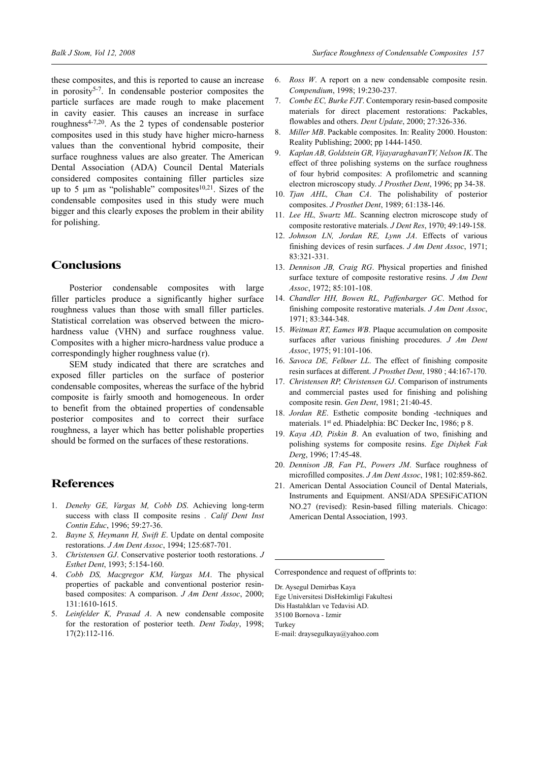these composites, and this is reported to cause an increase in porosity[5-7]. In condensable posterior composites the particle surfaces are made rough to make placement in cavity easier. This causes an increase in surface roughness[4-7,20]. As the 2 types of condensable posterior composites used in this study have higher micro-harness values than the conventional hybrid composite, their surface roughness values are also greater. The American Dental Association (ADA) Council Dental Materials considered composites containing filler particles size up to 5 µm as "polishable" composites[10,21]. Sizes of the condensable composites used in this study were much bigger and this clearly exposes the problem in their ability for polishing.

## Conclusions

Posterior condensable composites with large filler particles produce a significantly higher surface roughness values than those with small filler particles. Statistical correlation was observed between the micro-hardness value (VHN) and surface roughness value. Composites with a higher micro-hardness value produce a correspondingly higher roughness value (r).

SEM study indicated that there are scratches and exposed filler particles on the surface of posterior condensable composites, whereas the surface of the hybrid composite is fairly smooth and homogeneous. In order to benefit from the obtained properties of condensable posterior composites and to correct their surface roughness, a layer which has better polishable properties should be formed on the surfaces of these restorations.

## References

1. *Denehy GE, Vargas M, Cobb DS*. Achieving long-term success with class II composite resins . *Calif Dent Inst Contin Educ*, 1996; 59:27-36.
2. *Bayne S, Heymann H, Swift E*. Update on dental composite restorations. *J Am Dent Assoc*, 1994; 125:687-701.
3. *Christensen GJ*. Conservative posterior tooth restorations. *J Esthet Dent*, 1993; 5:154-160.
4. *Cobb DS, Macgregor KM, Vargas MA*. The physical properties of packable and conventional posterior resin-based composites: A comparison. *J Am Dent Assoc*, 2000; 131:1610-1615.
5. *Leinfelder K, Prasad A*. A new condensable composite for the restoration of posterior teeth. *Dent Today*, 1998; 17(2):112-116.
6. *Ross W*. A report on a new condensable composite resin. *Compendium*, 1998; 19:230-237.
7. *Combe EC, Burke FJT*. Contemporary resin-based composite materials for direct placement restorations: Packables, flowables and others. *Dent Update*, 2000; 27:326-336.
8. *Miller MB*. Packable composites. In: Reality 2000. Houston: Reality Publishing; 2000; pp 1444-1450.
9. *Kaplan AB, Goldstein GR, VijayaraghavanTV, Nelson IK*. The effect of three polishing systems on the surface roughness of four hybrid composites: A profilometric and scanning electron microscopy study. *J Prosthet Dent*, 1996; pp 34-38.
10. *Tjan AHL, Chan CA*. The polishability of posterior composites. *J Prosthet Dent*, 1989; 61:138-146.
11. *Lee HL, Swartz ML*. Scanning electron microscope study of composite restorative materials. *J Dent Res*, 1970; 49:149-158.
12. *Johnson LN, Jordan RE, Lynn JA*. Effects of various finishing devices of resin surfaces. *J Am Dent Assoc*, 1971; 83:321-331.
13. *Dennison JB, Craig RG*. Physical properties and finished surface texture of composite restorative resins. *J Am Dent Assoc*, 1972; 85:101-108.
14. *Chandler HH, Bowen RL, Paffenbarger GC*. Method for finishing composite restorative materials. *J Am Dent Assoc*, 1971; 83:344-348.
15. *Weitman RT, Eames WB*. Plaque accumulation on composite surfaces after various finishing procedures. *J Am Dent Assoc*, 1975; 91:101-106.
16. *Savoca DE, Felkner LL*. The effect of finishing composite resin surfaces at different. *J Prosthet Dent*, 1980 ; 44:167-170.
17. *Christensen RP, Christensen GJ*. Comparison of instruments and commercial pastes used for finishing and polishing composite resin. *Gen Dent*, 1981; 21:40-45.
18. *Jordan RE*. Esthetic composite bonding -techniques and materials. 1st ed. Phiadelphia: BC Decker Inc, 1986; p 8.
19. *Kaya AD, Piskin B*. An evaluation of two, finishing and polishing systems for composite resins. *Ege Dişhek Fak Derg*, 1996; 17:45-48.
20. *Dennison JB, Fan PL, Powers JM*. Surface roughness of microfilled composites. *J Am Dent Assoc*, 1981; 102:859-862.
21. American Dental Association Council of Dental Materials, Instruments and Equipment. ANSI/ADA SPESiFiCATION NO.27 (revised): Resin-based filling materials. Chicago: American Dental Association, 1993.

---

Correspondence and request of offprints to:

Dr. Aysegul Demirbas Kaya
Ege Universitesi DisHekimligi Fakultesi
Dis Hastalıkları ve Tedavisi AD.
35100 Bornova - Izmir
Turkey
E-mail: draysegulkaya@yahoo.com